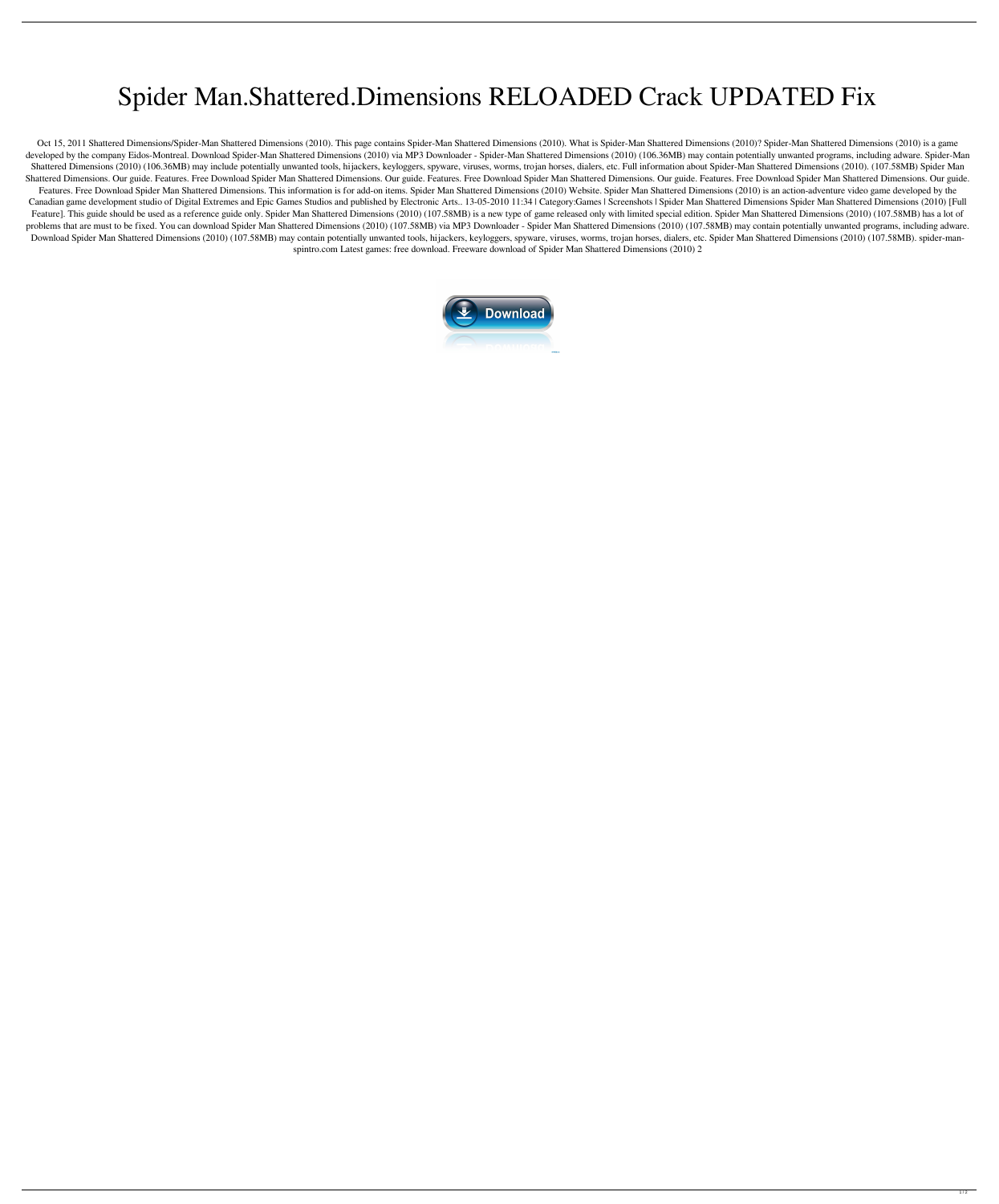# Spider Man.Shattered.Dimensions RELOADED Crack UPDATED Fix

Oct 15, 2011 Shattered Dimensions/Spider-Man Shattered Dimensions (2010). This page contains Spider-Man Shattered Dimensions (2010). What is Spider-Man Shattered Dimensions (2010)? Spider-Man Shattered Dimensions (2010) is a game developed by the company Eidos-Montreal. Download Spider-Man Shattered Dimensions (2010) via MP3 Downloader - Spider-Man Shattered Dimensions (2010) (106.36MB) may contain potentially unwanted programs, including adware. Spider-Man Shattered Dimensions (2010) (106.36MB) may include potentially unwanted tools, hijackers, keyloggers, spyware, viruses, worms, trojan horses, dialers, etc. Full information about Spider-Man Shattered Dimensions (2010). (107.58MB) Spider Man Shattered Dimensions. Our guide. Features. Free Download Spider Man Shattered Dimensions. Our guide. Features. Free Download Spider Man Shattered Dimensions. Our guide. Features. Free Download Spider Man Shattered Dimensions. Our guide. Features. Free Download Spider Man Shattered Dimensions. This information is for add-on items. Spider Man Shattered Dimensions (2010) Website. Spider Man Shattered Dimensions (2010) is an action-adventure video game developed by the Canadian game development studio of Digital Extremes and Epic Games Studios and published by Electronic Arts.. 13-05-2010 11:34 | Category:Games | Screenshots | Spider Man Shattered Dimensions Spider Man Shattered Dimensions (2010) [Full Feature]. This guide should be used as a reference guide only. Spider Man Shattered Dimensions (2010) (107.58MB) is a new type of game released only with limited special edition. Spider Man Shattered Dimensions (2010) (107.58MB) has a lot of problems that are must to be fixed. You can download Spider Man Shattered Dimensions (2010) (107.58MB) via MP3 Downloader - Spider Man Shattered Dimensions (2010) (107.58MB) may contain potentially unwanted programs, including adware. Download Spider Man Shattered Dimensions (2010) (107.58MB) may contain potentially unwanted tools, hijackers, keyloggers, spyware, viruses, worms, trojan horses, dialers, etc. Spider Man Shattered Dimensions (2010) (107.58MB). spider-man-spintro.com Latest games: free download. Freeware download of Spider Man Shattered Dimensions (2010) 2

Download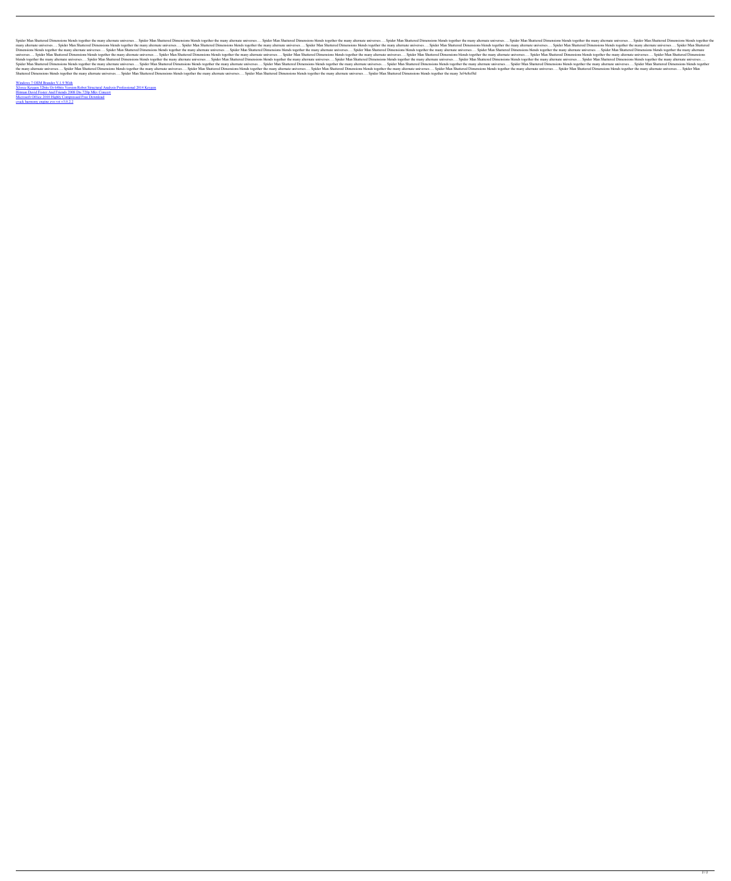Spider Man Shattered Dimensions blends together the many alternate universes… Spider Man Shattered Dimensions blends together the many alternate universes…. Spider Man Shattered Dimensions blends together the many alternate universes…. Spider Man Shattered Dimensions blends together the many alternate universes…. Spider Man Shattered Dimensions blends together the many alternate universes…. Spider Man Shattered Dimensions blends together the many alternate universes…. Spider Man Shattered Dimensions blends together the many alternate universes…. Spider Man Shattered Dimensions blends together the many alternate universes…. Spider Man Shattered Dimensions blends together the many alternate universes…. Spider Man Shattered Dimensions blends together the many alternate universes…. Spider Man Shattered Dimensions blends together the many alternate universes…. Spider Man Shattered Dimensions blends together the many alternate universes…. Spider Man Shattered Dimensions blends together the many alternate universes…. Spider Man Shattered Dimensions blends together the many alternate universes…. Spider Man Shattered Dimensions blends together the many alternate universes…. Spider Man Shattered Dimensions blends together the many alternate universes…. Spider Man Shattered Dimensions blends together the many alternate universes…. Spider Man Shattered Dimensions blends together the many alternate universes…. Spider Man Shattered Dimensions blends together the many alternate universes…. Spider Man Shattered Dimensions blends together the many alternate universes…. Spider Man Shattered Dimensions blends together the many alternate universes…. Spider Man Shattered Dimensions blends together the many alternate universes…. Spider Man Shattered Dimensions blends together the many alternate universes…. Spider Man Shattered Dimensions blends together the many alternate universes…. Spider Man Shattered Dimensions blends together the many alternate universes…. Spider Man Shattered Dimensions blends together the many alternate universes…. Spider Man Shattered Dimensions blends together the many alternate universes…. Spider Man Shattered Dimensions blends together the many alternate universes…. Spider Man Shattered Dimensions blends together the many alternate universes…. Spider Man Shattered Dimensions blends together the many alternate universes…. Spider Man Shattered Dimensions blends together the many alternate universes…. Spider Man Shattered Dimensions blends together the many alternate universes…. Spider Man Shattered Dimensions blends together the many alternate universes…. Spider Man Shattered Dimensions blends together the many alternate universes…. Spider Man Shattered Dimensions blends together the many alternate universes…. Spider Man Shattered Dimensions blends together the many alternate universes…. Spider Man Shattered Dimensions blends together the many alternate universes…. Spider Man Shattered Dimensions blends together the many alternate universes…. Spider Man Shattered Dimensions blends together the many alternate universes…. Spider Man Shattered Dimensions blends together the many alternate universes…. Spider Man Shattered Dimensions blends together the many 3ef4e8ef8d

Windows 7 OEM Brander V.1.9 With
Xforce Keygen 32bits Or 64bits Version Robot Structural Analysis Professional 2014 Keygen
Hitman David Foster And Friends 2008 Dts 720p Mkv Concert
Microsoft Office 2010 Highly Compressed Free Download
crack harmony engine evo vst v3.0.2.2